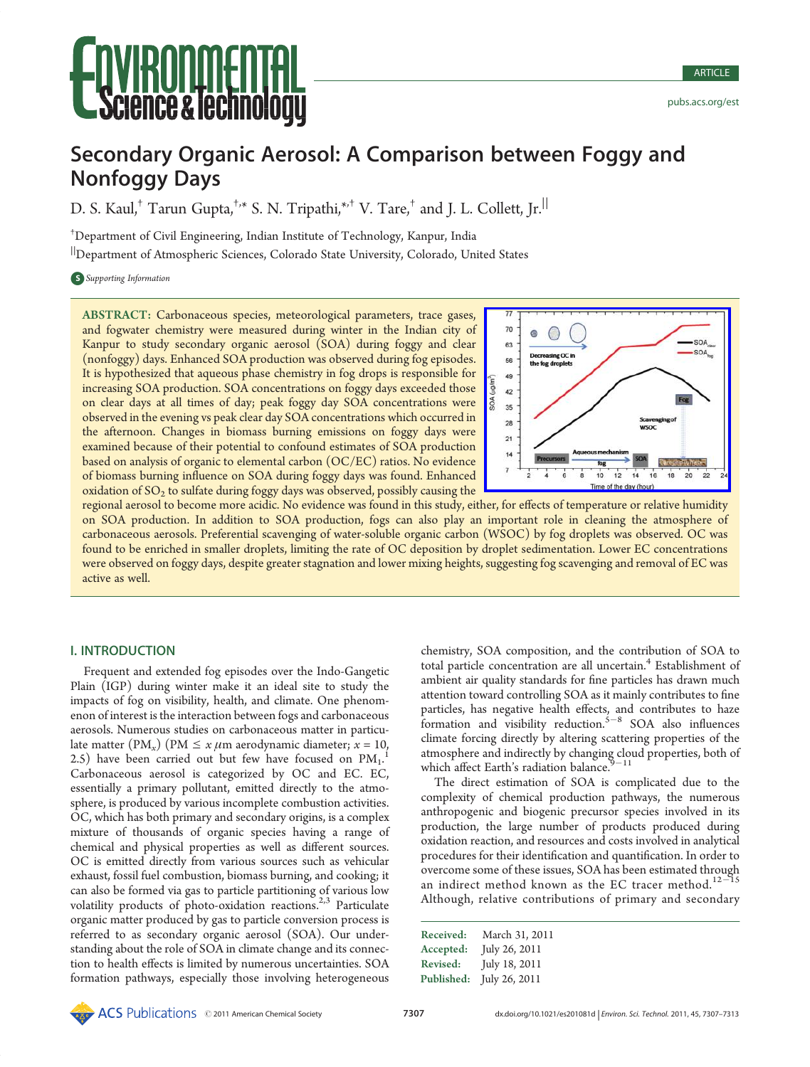# Secondary Organic Aerosol: A Comparison between Foggy and Nonfoggy Days

D. S. Kaul,[†] Tarun Gupta,[†,*] S. N. Tripathi,[*,†] V. Tare,[†] and J. L. Collett, Jr.[||]

[†]Department of Civil Engineering, Indian Institute of Technology, Kanpur, India

[||]Department of Atmospheric Sciences, Colorado State University, Colorado, United States

*Supporting Information*

**ABSTRACT:** Carbonaceous species, meteorological parameters, trace gases, and fogwater chemistry were measured during winter in the Indian city of Kanpur to study secondary organic aerosol (SOA) during foggy and clear (nonfoggy) days. Enhanced SOA production was observed during fog episodes. It is hypothesized that aqueous phase chemistry in fog drops is responsible for increasing SOA production. SOA concentrations on foggy days exceeded those on clear days at all times of day; peak foggy day SOA concentrations were observed in the evening vs peak clear day SOA concentrations which occurred in the afternoon. Changes in biomass burning emissions on foggy days were examined because of their potential to confound estimates of SOA production based on analysis of organic to elemental carbon (OC/EC) ratios. No evidence of biomass burning influence on SOA during foggy days was found. Enhanced oxidation of $SO_2$ to sulfate during foggy days was observed, possibly causing the regional aerosol to become more acidic. No evidence was found in this study, either, for effects of temperature or relative humidity on SOA production. In addition to SOA production, fogs can also play an important role in cleaning the atmosphere of carbonaceous aerosols. Preferential scavenging of water-soluble organic carbon (WSOC) by fog droplets was observed. OC was found to be enriched in smaller droplets, limiting the rate of OC deposition by droplet sedimentation. Lower EC concentrations were observed on foggy days, despite greater stagnation and lower mixing heights, suggesting fog scavenging and removal of EC was active as well.

## I. INTRODUCTION

Frequent and extended fog episodes over the Indo-Gangetic Plain (IGP) during winter make it an ideal site to study the impacts of fog on visibility, health, and climate. One phenomenon of interest is the interaction between fogs and carbonaceous aerosols. Numerous studies on carbonaceous matter in particulate matter ($PM_x$) ($PM \leq x$ μm aerodynamic diameter; $x = 10$, 2.5) have been carried out but few have focused on $PM_1$.[1] Carbonaceous aerosol is categorized by OC and EC. EC, essentially a primary pollutant, emitted directly to the atmosphere, is produced by various incomplete combustion activities. OC, which has both primary and secondary origins, is a complex mixture of thousands of organic species having a range of chemical and physical properties as well as different sources. OC is emitted directly from various sources such as vehicular exhaust, fossil fuel combustion, biomass burning, and cooking; it can also be formed via gas to particle partitioning of various low volatility products of photo-oxidation reactions.[2,3] Particulate organic matter produced by gas to particle conversion process is referred to as secondary organic aerosol (SOA). Our understanding about the role of SOA in climate change and its connection to health effects is limited by numerous uncertainties. SOA formation pathways, especially those involving heterogeneous chemistry, SOA composition, and the contribution of SOA to total particle concentration are all uncertain.[4] Establishment of ambient air quality standards for fine particles has drawn much attention toward controlling SOA as it mainly contributes to fine particles, has negative health effects, and contributes to haze formation and visibility reduction.[5−8] SOA also influences climate forcing directly by altering scattering properties of the atmosphere and indirectly by changing cloud properties, both of which affect Earth's radiation balance.[9−11]

The direct estimation of SOA is complicated due to the complexity of chemical production pathways, the numerous anthropogenic and biogenic precursor species involved in its production, the large number of products produced during oxidation reaction, and resources and costs involved in analytical procedures for their identification and quantification. In order to overcome some of these issues, SOA has been estimated through an indirect method known as the EC tracer method.[12−15] Although, relative contributions of primary and secondary

**Received:** March 31, 2011
**Accepted:** July 26, 2011
**Revised:** July 18, 2011
**Published:** July 26, 2011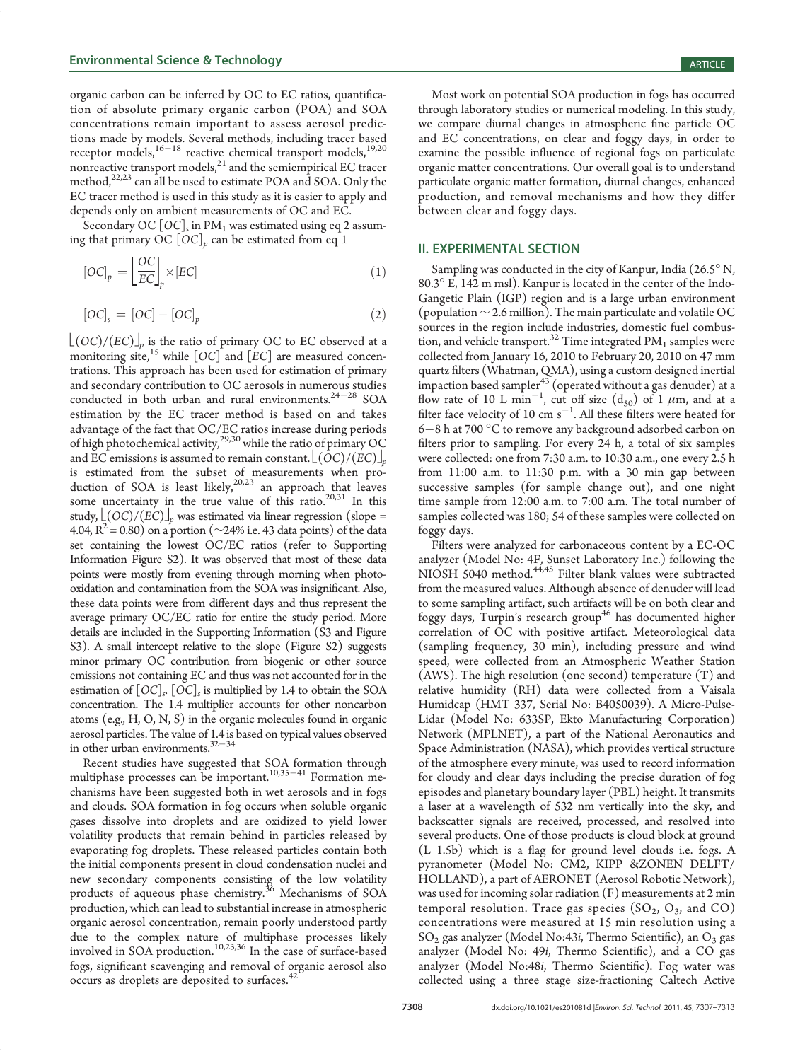organic carbon can be inferred by OC to EC ratios, quantification of absolute primary organic carbon (POA) and SOA concentrations remain important to assess aerosol predictions made by models. Several methods, including tracer based receptor models,[16−18] reactive chemical transport models,[19,20] nonreactive transport models,[21] and the semiempirical EC tracer method,[22,23] can all be used to estimate POA and SOA. Only the EC tracer method is used in this study as it is easier to apply and depends only on ambient measurements of OC and EC.

Secondary OC $[OC]_s$ in $PM_1$ was estimated using eq 2 assuming that primary OC $[OC]_p$ can be estimated from eq 1

$$[OC]_p = \left\lfloor \frac{OC}{EC} \right\rfloor_p \times [EC] \tag{1}$$

$$[OC]_s = [OC] - [OC]_p \tag{2}$$

$\lfloor (OC)/(EC) \rfloor_p$ is the ratio of primary OC to EC observed at a monitoring site,[15] while $[OC]$ and $[EC]$ are measured concentrations. This approach has been used for estimation of primary and secondary contribution to OC aerosols in numerous studies conducted in both urban and rural environments.[24−28] SOA estimation by the EC tracer method is based on and takes advantage of the fact that OC/EC ratios increase during periods of high photochemical activity,[29,30] while the ratio of primary OC and EC emissions is assumed to remain constant. $\lfloor (OC)/(EC) \rfloor_p$ is estimated from the subset of measurements when production of SOA is least likely,[20,23] an approach that leaves some uncertainty in the true value of this ratio.[20,31] In this study, $\lfloor (OC)/(EC) \rfloor_p$ was estimated via linear regression (slope = 4.04, $R^2 = 0.80$) on a portion (~24% i.e. 43 data points) of the data set containing the lowest OC/EC ratios (refer to Supporting Information Figure S2). It was observed that most of these data points were mostly from evening through morning when photo-oxidation and contamination from the SOA was insignificant. Also, these data points were from different days and thus represent the average primary OC/EC ratio for entire the study period. More details are included in the Supporting Information (S3 and Figure S3). A small intercept relative to the slope (Figure S2) suggests minor primary OC contribution from biogenic or other source emissions not containing EC and thus was not accounted for in the estimation of $[OC]_s$. $[OC]_s$ is multiplied by 1.4 to obtain the SOA concentration. The 1.4 multiplier accounts for other noncarbon atoms (e.g., H, O, N, S) in the organic molecules found in organic aerosol particles. The value of 1.4 is based on typical values observed in other urban environments.[32−34]

Recent studies have suggested that SOA formation through multiphase processes can be important.[10,35−41] Formation mechanisms have been suggested both in wet aerosols and in fogs and clouds. SOA formation in fog occurs when soluble organic gases dissolve into droplets and are oxidized to yield lower volatility products that remain behind in particles released by evaporating fog droplets. These released particles contain both the initial components present in cloud condensation nuclei and new secondary components consisting of the low volatility products of aqueous phase chemistry.[36] Mechanisms of SOA production, which can lead to substantial increase in atmospheric organic aerosol concentration, remain poorly understood partly due to the complex nature of multiphase processes likely involved in SOA production.[10,23,36] In the case of surface-based fogs, significant scavenging and removal of organic aerosol also occurs as droplets are deposited to surfaces.[42]

Most work on potential SOA production in fogs has occurred through laboratory studies or numerical modeling. In this study, we compare diurnal changes in atmospheric fine particle OC and EC concentrations, on clear and foggy days, in order to examine the possible influence of regional fogs on particulate organic matter concentrations. Our overall goal is to understand particulate organic matter formation, diurnal changes, enhanced production, and removal mechanisms and how they differ between clear and foggy days.

## II. EXPERIMENTAL SECTION

Sampling was conducted in the city of Kanpur, India (26.5° N, 80.3° E, 142 m msl). Kanpur is located in the center of the Indo-Gangetic Plain (IGP) region and is a large urban environment (population ~ 2.6 million). The main particulate and volatile OC sources in the region include industries, domestic fuel combustion, and vehicle transport.[32] Time integrated $PM_1$ samples were collected from January 16, 2010 to February 20, 2010 on 47 mm quartz filters (Whatman, QMA), using a custom designed inertial impaction based sampler[43] (operated without a gas denuder) at a flow rate of 10 L min$^{-1}$, cut off size ($d_{50}$) of 1 $\mu$m, and at a filter face velocity of 10 cm s$^{-1}$. All these filters were heated for 6−8 h at 700 °C to remove any background adsorbed carbon on filters prior to sampling. For every 24 h, a total of six samples were collected: one from 7:30 a.m. to 10:30 a.m., one every 2.5 h from 11:00 a.m. to 11:30 p.m. with a 30 min gap between successive samples (for sample change out), and one night time sample from 12:00 a.m. to 7:00 a.m. The total number of samples collected was 180; 54 of these samples were collected on foggy days.

Filters were analyzed for carbonaceous content by a EC-OC analyzer (Model No: 4F, Sunset Laboratory Inc.) following the NIOSH 5040 method.[44,45] Filter blank values were subtracted from the measured values. Although absence of denuder will lead to some sampling artifact, such artifacts will be on both clear and foggy days, Turpin's research group[46] has documented higher correlation of OC with positive artifact. Meteorological data (sampling frequency, 30 min), including pressure and wind speed, were collected from an Atmospheric Weather Station (AWS). The high resolution (one second) temperature (T) and relative humidity (RH) data were collected from a Vaisala Humidcap (HMT 337, Serial No: B4050039). A Micro-Pulse-Lidar (Model No: 633SP, Ekto Manufacturing Corporation) Network (MPLNET), a part of the National Aeronautics and Space Administration (NASA), which provides vertical structure of the atmosphere every minute, was used to record information for cloudy and clear days including the precise duration of fog episodes and planetary boundary layer (PBL) height. It transmits a laser at a wavelength of 532 nm vertically into the sky, and backscatter signals are received, processed, and resolved into several products. One of those products is cloud block at ground (L 1.5b) which is a flag for ground level clouds i.e. fogs. A pyranometer (Model No: CM2, KIPP &ZONEN DELFT/HOLLAND), a part of AERONET (Aerosol Robotic Network), was used for incoming solar radiation (F) measurements at 2 min temporal resolution. Trace gas species ($SO_2$, $O_3$, and CO) concentrations were measured at 15 min resolution using a $SO_2$ gas analyzer (Model No:43*i*, Thermo Scientific), an $O_3$ gas analyzer (Model No: 49*i*, Thermo Scientific), and a CO gas analyzer (Model No:48*i*, Thermo Scientific). Fog water was collected using a three stage size-fractioning Caltech Active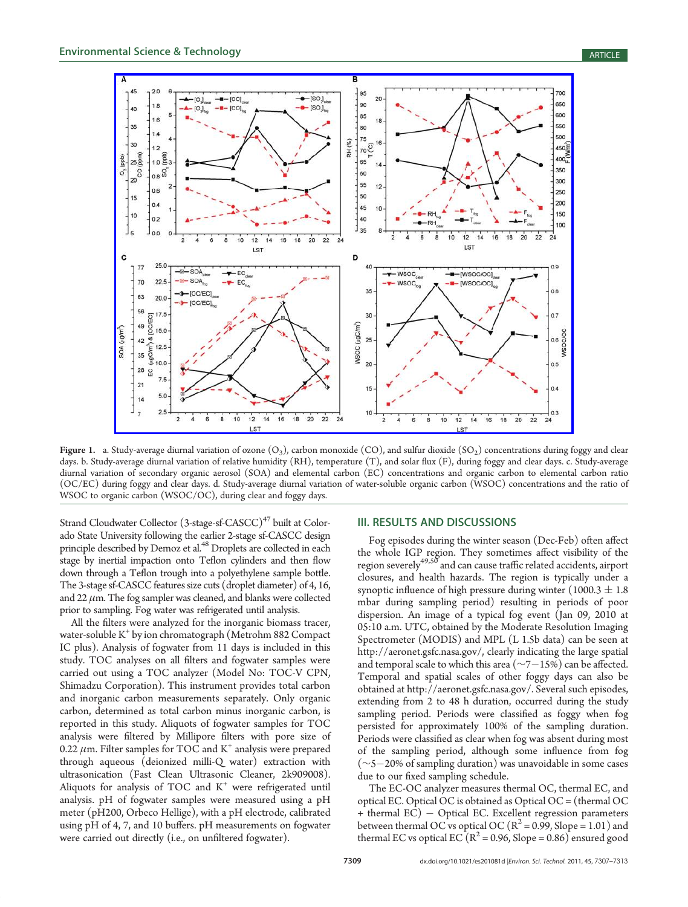Figure 1. a. Study-average diurnal variation of ozone ($O_3$), carbon monoxide (CO), and sulfur dioxide ($SO_2$) concentrations during foggy and clear days. b. Study-average diurnal variation of relative humidity (RH), temperature (T), and solar flux (F), during foggy and clear days. c. Study-average diurnal variation of secondary organic aerosol (SOA) and elemental carbon (EC) concentrations and organic carbon to elemental carbon ratio (OC/EC) during foggy and clear days. d. Study-average diurnal variation of water-soluble organic carbon (WSOC) concentrations and the ratio of WSOC to organic carbon (WSOC/OC), during clear and foggy days.

Strand Cloudwater Collector (3-stage-sf-CASCC)[47] built at Colorado State University following the earlier 2-stage sf-CASCC design principle described by Demoz et al.[48] Droplets are collected in each stage by inertial impaction onto Teflon cylinders and then flow down through a Teflon trough into a polyethylene sample bottle. The 3-stage sf-CASCC features size cuts (droplet diameter) of 4, 16, and 22 $\mu$m. The fog sampler was cleaned, and blanks were collected prior to sampling. Fog water was refrigerated until analysis.

All the filters were analyzed for the inorganic biomass tracer, water-soluble $K^+$ by ion chromatograph (Metrohm 882 Compact IC plus). Analysis of fogwater from 11 days is included in this study. TOC analyses on all filters and fogwater samples were carried out using a TOC analyzer (Model No: TOC-V CPN, Shimadzu Corporation). This instrument provides total carbon and inorganic carbon measurements separately. Only organic carbon, determined as total carbon minus inorganic carbon, is reported in this study. Aliquots of fogwater samples for TOC analysis were filtered by Millipore filters with pore size of 0.22 $\mu$m. Filter samples for TOC and $K^+$ analysis were prepared through aqueous (deionized milli-Q water) extraction with ultrasonication (Fast Clean Ultrasonic Cleaner, 2k909008). Aliquots for analysis of TOC and $K^+$ were refrigerated until analysis. pH of fogwater samples were measured using a pH meter (pH200, Orbeco Hellige), with a pH electrode, calibrated using pH of 4, 7, and 10 buffers. pH measurements on fogwater were carried out directly (i.e., on unfiltered fogwater).

## III. RESULTS AND DISCUSSIONS

Fog episodes during the winter season (Dec-Feb) often affect the whole IGP region. They sometimes affect visibility of the region severely[49,50] and can cause traffic related accidents, airport closures, and health hazards. The region is typically under a synoptic influence of high pressure during winter (1000.3 $\pm$ 1.8 mbar during sampling period) resulting in periods of poor dispersion. An image of a typical fog event (Jan 09, 2010 at 05:10 a.m. UTC, obtained by the Moderate Resolution Imaging Spectrometer (MODIS) and MPL (L 1.5b data) can be seen at http://aeronet.gsfc.nasa.gov/, clearly indicating the large spatial and temporal scale to which this area (~7−15%) can be affected. Temporal and spatial scales of other foggy days can also be obtained at http://aeronet.gsfc.nasa.gov/. Several such episodes, extending from 2 to 48 h duration, occurred during the study sampling period. Periods were classified as foggy when fog persisted for approximately 100% of the sampling duration. Periods were classified as clear when fog was absent during most of the sampling period, although some influence from fog (~5−20% of sampling duration) was unavoidable in some cases due to our fixed sampling schedule.

The EC-OC analyzer measures thermal OC, thermal EC, and optical EC. Optical OC is obtained as Optical OC = (thermal OC + thermal EC) − Optical EC. Excellent regression parameters between thermal OC vs optical OC ($R^2$ = 0.99, Slope = 1.01) and thermal EC vs optical EC ($R^2$ = 0.96, Slope = 0.86) ensured good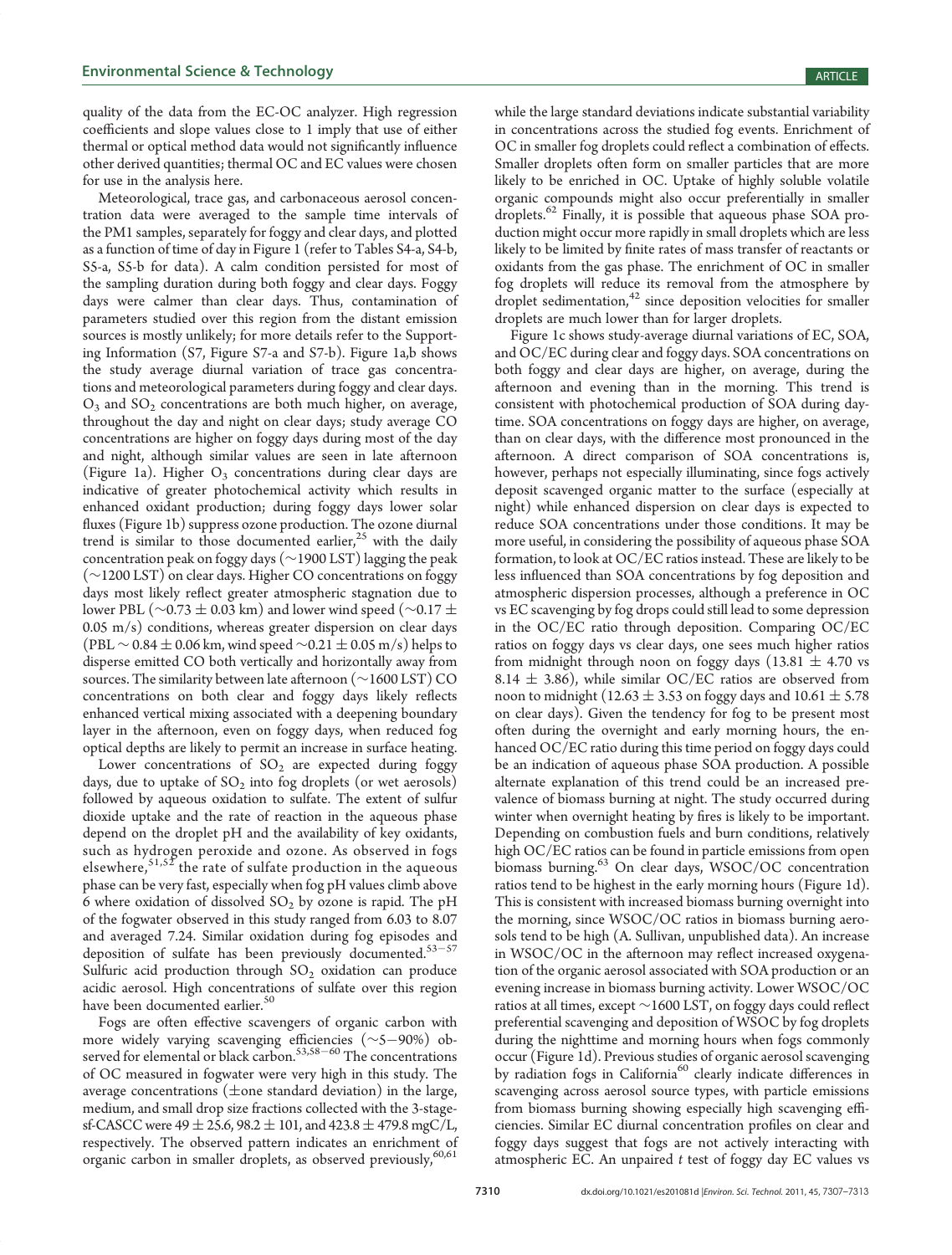quality of the data from the EC-OC analyzer. High regression coefficients and slope values close to 1 imply that use of either thermal or optical method data would not significantly influence other derived quantities; thermal OC and EC values were chosen for use in the analysis here.

Meteorological, trace gas, and carbonaceous aerosol concentration data were averaged to the sample time intervals of the PM1 samples, separately for foggy and clear days, and plotted as a function of time of day in Figure 1 (refer to Tables S4-a, S4-b, S5-a, S5-b for data). A calm condition persisted for most of the sampling duration during both foggy and clear days. Foggy days were calmer than clear days. Thus, contamination of parameters studied over this region from the distant emission sources is mostly unlikely; for more details refer to the Supporting Information (S7, Figure S7-a and S7-b). Figure 1a,b shows the study average diurnal variation of trace gas concentrations and meteorological parameters during foggy and clear days. $O_3$ and $SO_2$ concentrations are both much higher, on average, throughout the day and night on clear days; study average CO concentrations are higher on foggy days during most of the day and night, although similar values are seen in late afternoon (Figure 1a). Higher $O_3$ concentrations during clear days are indicative of greater photochemical activity which results in enhanced oxidant production; during foggy days lower solar fluxes (Figure 1b) suppress ozone production. The ozone diurnal trend is similar to those documented earlier,[25] with the daily concentration peak on foggy days (~1900 LST) lagging the peak (~1200 LST) on clear days. Higher CO concentrations on foggy days most likely reflect greater atmospheric stagnation due to lower PBL (~0.73 ± 0.03 km) and lower wind speed (~0.17 ± 0.05 m/s) conditions, whereas greater dispersion on clear days (PBL ~ 0.84 ± 0.06 km, wind speed ~0.21 ± 0.05 m/s) helps to disperse emitted CO both vertically and horizontally away from sources. The similarity between late afternoon (~1600 LST) CO concentrations on both clear and foggy days likely reflects enhanced vertical mixing associated with a deepening boundary layer in the afternoon, even on foggy days, when reduced fog optical depths are likely to permit an increase in surface heating.

Lower concentrations of $SO_2$ are expected during foggy days, due to uptake of $SO_2$ into fog droplets (or wet aerosols) followed by aqueous oxidation to sulfate. The extent of sulfur dioxide uptake and the rate of reaction in the aqueous phase depend on the droplet pH and the availability of key oxidants, such as hydrogen peroxide and ozone. As observed in fogs elsewhere,[51,52] the rate of sulfate production in the aqueous phase can be very fast, especially when fog pH values climb above 6 where oxidation of dissolved $SO_2$ by ozone is rapid. The pH of the fogwater observed in this study ranged from 6.03 to 8.07 and averaged 7.24. Similar oxidation during fog episodes and deposition of sulfate has been previously documented.[53−57] Sulfuric acid production through $SO_2$ oxidation can produce acidic aerosol. High concentrations of sulfate over this region have been documented earlier.[50]

Fogs are often effective scavengers of organic carbon with more widely varying scavenging efficiencies (~5−90%) observed for elemental or black carbon.[53,58−60] The concentrations of OC measured in fogwater were very high in this study. The average concentrations (±one standard deviation) in the large, medium, and small drop size fractions collected with the 3-stage-sf-CASCC were 49 ± 25.6, 98.2 ± 101, and 423.8 ± 479.8 mgC/L, respectively. The observed pattern indicates an enrichment of organic carbon in smaller droplets, as observed previously,[60,61] while the large standard deviations indicate substantial variability in concentrations across the studied fog events. Enrichment of OC in smaller fog droplets could reflect a combination of effects. Smaller droplets often form on smaller particles that are more likely to be enriched in OC. Uptake of highly soluble volatile organic compounds might also occur preferentially in smaller droplets.[62] Finally, it is possible that aqueous phase SOA production might occur more rapidly in small droplets which are less likely to be limited by finite rates of mass transfer of reactants or oxidants from the gas phase. The enrichment of OC in smaller fog droplets will reduce its removal from the atmosphere by droplet sedimentation,[42] since deposition velocities for smaller droplets are much lower than for larger droplets.

Figure 1c shows study-average diurnal variations of EC, SOA, and OC/EC during clear and foggy days. SOA concentrations on both foggy and clear days are higher, on average, during the afternoon and evening than in the morning. This trend is consistent with photochemical production of SOA during daytime. SOA concentrations on foggy days are higher, on average, than on clear days, with the difference most pronounced in the afternoon. A direct comparison of SOA concentrations is, however, perhaps not especially illuminating, since fogs actively deposit scavenged organic matter to the surface (especially at night) while enhanced dispersion on clear days is expected to reduce SOA concentrations under those conditions. It may be more useful, in considering the possibility of aqueous phase SOA formation, to look at OC/EC ratios instead. These are likely to be less influenced than SOA concentrations by fog deposition and atmospheric dispersion processes, although a preference in OC vs EC scavenging by fog drops could still lead to some depression in the OC/EC ratio through deposition. Comparing OC/EC ratios on foggy days vs clear days, one sees much higher ratios from midnight through noon on foggy days (13.81 ± 4.70 vs 8.14 ± 3.86), while similar OC/EC ratios are observed from noon to midnight (12.63 ± 3.53 on foggy days and 10.61 ± 5.78 on clear days). Given the tendency for fog to be present most often during the overnight and early morning hours, the enhanced OC/EC ratio during this time period on foggy days could be an indication of aqueous phase SOA production. A possible alternate explanation of this trend could be an increased prevalence of biomass burning at night. The study occurred during winter when overnight heating by fires is likely to be important. Depending on combustion fuels and burn conditions, relatively high OC/EC ratios can be found in particle emissions from open biomass burning.[63] On clear days, WSOC/OC concentration ratios tend to be highest in the early morning hours (Figure 1d). This is consistent with increased biomass burning overnight into the morning, since WSOC/OC ratios in biomass burning aerosols tend to be high (A. Sullivan, unpublished data). An increase in WSOC/OC in the afternoon may reflect increased oxygenation of the organic aerosol associated with SOA production or an evening increase in biomass burning activity. Lower WSOC/OC ratios at all times, except ~1600 LST, on foggy days could reflect preferential scavenging and deposition of WSOC by fog droplets during the nighttime and morning hours when fogs commonly occur (Figure 1d). Previous studies of organic aerosol scavenging by radiation fogs in California[60] clearly indicate differences in scavenging across aerosol source types, with particle emissions from biomass burning showing especially high scavenging efficiencies. Similar EC diurnal concentration profiles on clear and foggy days suggest that fogs are not actively interacting with atmospheric EC. An unpaired *t* test of foggy day EC values vs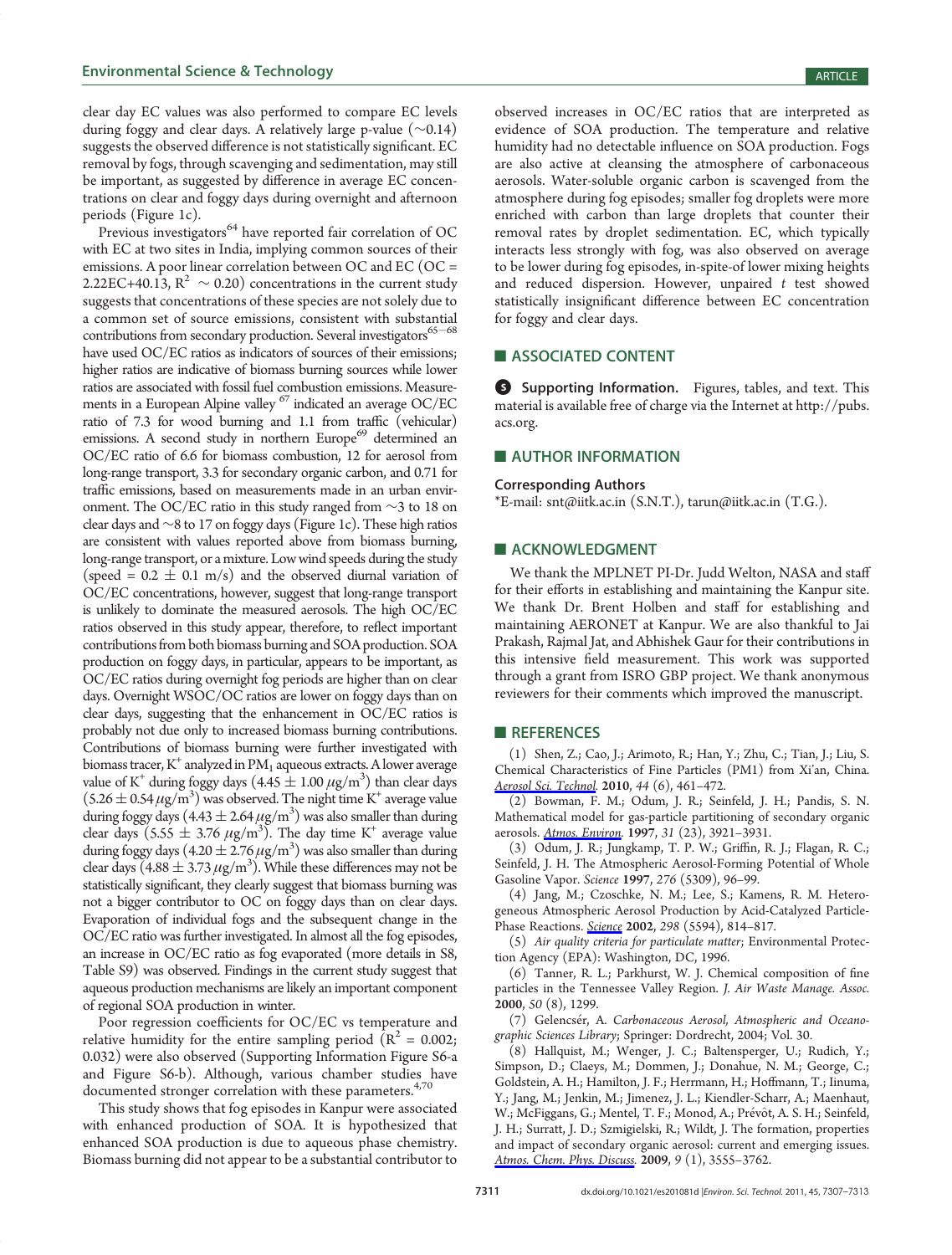clear day EC values was also performed to compare EC levels during foggy and clear days. A relatively large p-value (~0.14) suggests the observed difference is not statistically significant. EC removal by fogs, through scavenging and sedimentation, may still be important, as suggested by difference in average EC concentrations on clear and foggy days during overnight and afternoon periods (Figure 1c).

Previous investigators[64] have reported fair correlation of OC with EC at two sites in India, implying common sources of their emissions. A poor linear correlation between OC and EC (OC = 2.22EC+40.13, $R^2$ ~ 0.20) concentrations in the current study suggests that concentrations of these species are not solely due to a common set of source emissions, consistent with substantial contributions from secondary production. Several investigators[65−68] have used OC/EC ratios as indicators of sources of their emissions; higher ratios are indicative of biomass burning sources while lower ratios are associated with fossil fuel combustion emissions. Measurements in a European Alpine valley[67] indicated an average OC/EC ratio of 7.3 for wood burning and 1.1 from traffic (vehicular) emissions. A second study in northern Europe[69] determined an OC/EC ratio of 6.6 for biomass combustion, 12 for aerosol from long-range transport, 3.3 for secondary organic carbon, and 0.71 for traffic emissions, based on measurements made in an urban environment. The OC/EC ratio in this study ranged from ~3 to 18 on clear days and ~8 to 17 on foggy days (Figure 1c). These high ratios are consistent with values reported above from biomass burning, long-range transport, or a mixture. Low wind speeds during the study (speed = 0.2 ± 0.1 m/s) and the observed diurnal variation of OC/EC concentrations, however, suggest that long-range transport is unlikely to dominate the measured aerosols. The high OC/EC ratios observed in this study appear, therefore, to reflect important contributions from both biomass burning and SOA production. SOA production on foggy days, in particular, appears to be important, as OC/EC ratios during overnight fog periods are higher than on clear days. Overnight WSOC/OC ratios are lower on foggy days than on clear days, suggesting that the enhancement in OC/EC ratios is probably not due only to increased biomass burning contributions. Contributions of biomass burning were further investigated with biomass tracer, $K^+$ analyzed in $PM_1$ aqueous extracts. A lower average value of $K^+$ during foggy days (4.45 ± 1.00 $\mu g/m^3$) than clear days (5.26 ± 0.54 $\mu g/m^3$) was observed. The night time $K^+$ average value during foggy days (4.43 ± 2.64 $\mu g/m^3$) was also smaller than during clear days (5.55 ± 3.76 $\mu g/m^3$). The day time $K^+$ average value during foggy days (4.20 ± 2.76 $\mu g/m^3$) was also smaller than during clear days (4.88 ± 3.73 $\mu g/m^3$). While these differences may not be statistically significant, they clearly suggest that biomass burning was not a bigger contributor to OC on foggy days than on clear days. Evaporation of individual fogs and the subsequent change in the OC/EC ratio was further investigated. In almost all the fog episodes, an increase in OC/EC ratio as fog evaporated (more details in S8, Table S9) was observed. Findings in the current study suggest that aqueous production mechanisms are likely an important component of regional SOA production in winter.

Poor regression coefficients for OC/EC vs temperature and relative humidity for the entire sampling period ($R^2$ = 0.002; 0.032) were also observed (Supporting Information Figure S6-a and Figure S6-b). Although, various chamber studies have documented stronger correlation with these parameters.[4,70]

This study shows that fog episodes in Kanpur were associated with enhanced production of SOA. It is hypothesized that enhanced SOA production is due to aqueous phase chemistry. Biomass burning did not appear to be a substantial contributor to observed increases in OC/EC ratios that are interpreted as evidence of SOA production. The temperature and relative humidity had no detectable influence on SOA production. Fogs are also active at cleansing the atmosphere of carbonaceous aerosols. Water-soluble organic carbon is scavenged from the atmosphere during fog episodes; smaller fog droplets were more enriched with carbon than large droplets that counter their removal rates by droplet sedimentation. EC, which typically interacts less strongly with fog, was also observed on average to be lower during fog episodes, in-spite-of lower mixing heights and reduced dispersion. However, unpaired *t* test showed statistically insignificant difference between EC concentration for foggy and clear days.

## ■ ASSOCIATED CONTENT

**Supporting Information.** Figures, tables, and text. This material is available free of charge via the Internet at http://pubs.acs.org.

## ■ AUTHOR INFORMATION

### Corresponding Authors

*E-mail: snt@iitk.ac.in (S.N.T.), tarun@iitk.ac.in (T.G.).

## ■ ACKNOWLEDGMENT

We thank the MPLNET PI-Dr. Judd Welton, NASA and staff for their efforts in establishing and maintaining the Kanpur site. We thank Dr. Brent Holben and staff for establishing and maintaining AERONET at Kanpur. We are also thankful to Jai Prakash, Rajmal Jat, and Abhishek Gaur for their contributions in this intensive field measurement. This work was supported through a grant from ISRO GBP project. We thank anonymous reviewers for their comments which improved the manuscript.

## ■ REFERENCES

(1) Shen, Z.; Cao, J.; Arimoto, R.; Han, Y.; Zhu, C.; Tian, J.; Liu, S. Chemical Characteristics of Fine Particles (PM1) from Xi'an, China. *Aerosol Sci. Technol.* **2010**, *44* (6), 461–472.

(2) Bowman, F. M.; Odum, J. R.; Seinfeld, J. H.; Pandis, S. N. Mathematical model for gas-particle partitioning of secondary organic aerosols. *Atmos. Environ.* **1997**, *31* (23), 3921–3931.

(3) Odum, J. R.; Jungkamp, T. P. W.; Griffin, R. J.; Flagan, R. C.; Seinfeld, J. H. The Atmospheric Aerosol-Forming Potential of Whole Gasoline Vapor. *Science* **1997**, *276* (5309), 96–99.

(4) Jang, M.; Czoschke, N. M.; Lee, S.; Kamens, R. M. Heterogeneous Atmospheric Aerosol Production by Acid-Catalyzed Particle-Phase Reactions. *Science* **2002**, *298* (5594), 814–817.

(5) *Air quality criteria for particulate matter*; Environmental Protection Agency (EPA): Washington, DC, 1996.

(6) Tanner, R. L.; Parkhurst, W. J. Chemical composition of fine particles in the Tennessee Valley Region. *J. Air Waste Manage. Assoc.* **2000**, *50* (8), 1299.

(7) Gelencsér, A. *Carbonaceous Aerosol, Atmospheric and Oceanographic Sciences Library*; Springer: Dordrecht, 2004; Vol. 30.

(8) Hallquist, M.; Wenger, J. C.; Baltensperger, U.; Rudich, Y.; Simpson, D.; Claeys, M.; Dommen, J.; Donahue, N. M.; George, C.; Goldstein, A. H.; Hamilton, J. F.; Herrmann, H.; Hoffmann, T.; Iinuma, Y.; Jang, M.; Jenkin, M.; Jimenez, J. L.; Kiendler-Scharr, A.; Maenhaut, W.; McFiggans, G.; Mentel, T. F.; Monod, A.; Prévôt, A. S. H.; Seinfeld, J. H.; Surratt, J. D.; Szmigielski, R.; Wildt, J. The formation, properties and impact of secondary organic aerosol: current and emerging issues. *Atmos. Chem. Phys. Discuss.* **2009**, *9* (1), 3555–3762.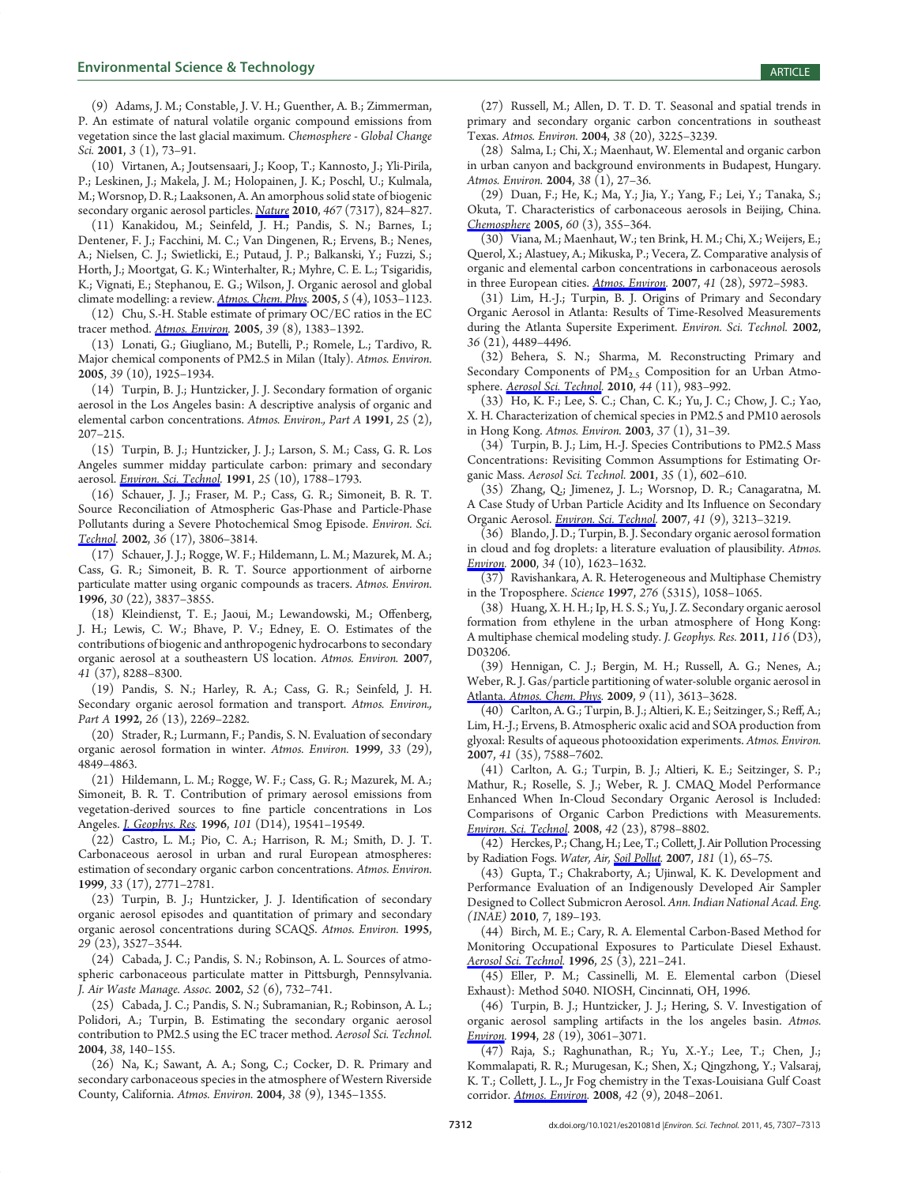(9) Adams, J. M.; Constable, J. V. H.; Guenther, A. B.; Zimmerman, P. An estimate of natural volatile organic compound emissions from vegetation since the last glacial maximum. *Chemosphere - Global Change Sci.* **2001**, *3* (1), 73–91.

(10) Virtanen, A.; Joutsensaari, J.; Koop, T.; Kannosto, J.; Yli-Pirila, P.; Leskinen, J.; Makela, J. M.; Holopainen, J. K.; Poschl, U.; Kulmala, M.; Worsnop, D. R.; Laaksonen, A. An amorphous solid state of biogenic secondary organic aerosol particles. *Nature* **2010**, *467* (7317), 824–827.

(11) Kanakidou, M.; Seinfeld, J. H.; Pandis, S. N.; Barnes, I.; Dentener, F. J.; Facchini, M. C.; Van Dingenen, R.; Ervens, B.; Nenes, A.; Nielsen, C. J.; Swietlicki, E.; Putaud, J. P.; Balkanski, Y.; Fuzzi, S.; Horth, J.; Moortgat, G. K.; Winterhalter, R.; Myhre, C. E. L.; Tsigaridis, K.; Vignati, E.; Stephanou, E. G.; Wilson, J. Organic aerosol and global climate modelling: a review. *Atmos. Chem. Phys.* **2005**, *5* (4), 1053–1123.

(12) Chu, S.-H. Stable estimate of primary OC/EC ratios in the EC tracer method. *Atmos. Environ.* **2005**, *39* (8), 1383–1392.

(13) Lonati, G.; Giugliano, M.; Butelli, P.; Romele, L.; Tardivo, R. Major chemical components of PM2.5 in Milan (Italy). *Atmos. Environ.* **2005**, *39* (10), 1925–1934.

(14) Turpin, B. J.; Huntzicker, J. J. Secondary formation of organic aerosol in the Los Angeles basin: A descriptive analysis of organic and elemental carbon concentrations. *Atmos. Environ., Part A* **1991**, *25* (2), 207–215.

(15) Turpin, B. J.; Huntzicker, J. J.; Larson, S. M.; Cass, G. R. Los Angeles summer midday particulate carbon: primary and secondary aerosol. *Environ. Sci. Technol.* **1991**, *25* (10), 1788–1793.

(16) Schauer, J. J.; Fraser, M. P.; Cass, G. R.; Simoneit, B. R. T. Source Reconciliation of Atmospheric Gas-Phase and Particle-Phase Pollutants during a Severe Photochemical Smog Episode. *Environ. Sci. Technol.* **2002**, *36* (17), 3806–3814.

(17) Schauer, J. J.; Rogge, W. F.; Hildemann, L. M.; Mazurek, M. A.; Cass, G. R.; Simoneit, B. R. T. Source apportionment of airborne particulate matter using organic compounds as tracers. *Atmos. Environ.* **1996**, *30* (22), 3837–3855.

(18) Kleindienst, T. E.; Jaoui, M.; Lewandowski, M.; Offenberg, J. H.; Lewis, C. W.; Bhave, P. V.; Edney, E. O. Estimates of the contributions of biogenic and anthropogenic hydrocarbons to secondary organic aerosol at a southeastern US location. *Atmos. Environ.* **2007**, *41* (37), 8288–8300.

(19) Pandis, S. N.; Harley, R. A.; Cass, G. R.; Seinfeld, J. H. Secondary organic aerosol formation and transport. *Atmos. Environ., Part A* **1992**, *26* (13), 2269–2282.

(20) Strader, R.; Lurmann, F.; Pandis, S. N. Evaluation of secondary organic aerosol formation in winter. *Atmos. Environ.* **1999**, *33* (29), 4849–4863.

(21) Hildemann, L. M.; Rogge, W. F.; Cass, G. R.; Mazurek, M. A.; Simoneit, B. R. T. Contribution of primary aerosol emissions from vegetation-derived sources to fine particle concentrations in Los Angeles. *J. Geophys. Res.* **1996**, *101* (D14), 19541–19549.

(22) Castro, L. M.; Pio, C. A.; Harrison, R. M.; Smith, D. J. T. Carbonaceous aerosol in urban and rural European atmospheres: estimation of secondary organic carbon concentrations. *Atmos. Environ.* **1999**, *33* (17), 2771–2781.

(23) Turpin, B. J.; Huntzicker, J. J. Identification of secondary organic aerosol episodes and quantitation of primary and secondary organic aerosol concentrations during SCAQS. *Atmos. Environ.* **1995**, *29* (23), 3527–3544.

(24) Cabada, J. C.; Pandis, S. N.; Robinson, A. L. Sources of atmospheric carbonaceous particulate matter in Pittsburgh, Pennsylvania. *J. Air Waste Manage. Assoc.* **2002**, *52* (6), 732–741.

(25) Cabada, J. C.; Pandis, S. N.; Subramanian, R.; Robinson, A. L.; Polidori, A.; Turpin, B. Estimating the secondary organic aerosol contribution to PM2.5 using the EC tracer method. *Aerosol Sci. Technol.* **2004**, *38*, 140–155.

(26) Na, K.; Sawant, A. A.; Song, C.; Cocker, D. R. Primary and secondary carbonaceous species in the atmosphere of Western Riverside County, California. *Atmos. Environ.* **2004**, *38* (9), 1345–1355.

(27) Russell, M.; Allen, D. T. D. T. Seasonal and spatial trends in primary and secondary organic carbon concentrations in southeast Texas. *Atmos. Environ.* **2004**, *38* (20), 3225–3239.

(28) Salma, I.; Chi, X.; Maenhaut, W. Elemental and organic carbon in urban canyon and background environments in Budapest, Hungary. *Atmos. Environ.* **2004**, *38* (1), 27–36.

(29) Duan, F.; He, K.; Ma, Y.; Jia, Y.; Yang, F.; Lei, Y.; Tanaka, S.; Okuta, T. Characteristics of carbonaceous aerosols in Beijing, China. *Chemosphere* **2005**, *60* (3), 355–364.

(30) Viana, M.; Maenhaut, W.; ten Brink, H. M.; Chi, X.; Weijers, E.; Querol, X.; Alastuey, A.; Mikuska, P.; Vecera, Z. Comparative analysis of organic and elemental carbon concentrations in carbonaceous aerosols in three European cities. *Atmos. Environ.* **2007**, *41* (28), 5972–5983.

(31) Lim, H.-J.; Turpin, B. J. Origins of Primary and Secondary Organic Aerosol in Atlanta: Results of Time-Resolved Measurements during the Atlanta Supersite Experiment. *Environ. Sci. Technol.* **2002**, *36* (21), 4489–4496.

(32) Behera, S. N.; Sharma, M. Reconstructing Primary and Secondary Components of $PM_{2.5}$ Composition for an Urban Atmosphere. *Aerosol Sci. Technol.* **2010**, *44* (11), 983–992.

(33) Ho, K. F.; Lee, S. C.; Chan, C. K.; Yu, J. C.; Chow, J. C.; Yao, X. H. Characterization of chemical species in PM2.5 and PM10 aerosols in Hong Kong. *Atmos. Environ.* **2003**, *37* (1), 31–39.

(34) Turpin, B. J.; Lim, H.-J. Species Contributions to PM2.5 Mass Concentrations: Revisiting Common Assumptions for Estimating Organic Mass. *Aerosol Sci. Technol.* **2001**, *35* (1), 602–610.

(35) Zhang, Q.; Jimenez, J. L.; Worsnop, D. R.; Canagaratna, M. A Case Study of Urban Particle Acidity and Its Influence on Secondary Organic Aerosol. *Environ. Sci. Technol.* **2007**, *41* (9), 3213–3219.

(36) Blando, J. D.; Turpin, B. J. Secondary organic aerosol formation in cloud and fog droplets: a literature evaluation of plausibility. *Atmos. Environ.* **2000**, *34* (10), 1623–1632.

(37) Ravishankara, A. R. Heterogeneous and Multiphase Chemistry in the Troposphere. *Science* **1997**, *276* (5315), 1058–1065.

(38) Huang, X. H. H.; Ip, H. S. S.; Yu, J. Z. Secondary organic aerosol formation from ethylene in the urban atmosphere of Hong Kong: A multiphase chemical modeling study. *J. Geophys. Res.* **2011**, *116* (D3), D03206.

(39) Hennigan, C. J.; Bergin, M. H.; Russell, A. G.; Nenes, A.; Weber, R. J. Gas/particle partitioning of water-soluble organic aerosol in Atlanta. *Atmos. Chem. Phys.* **2009**, *9* (11), 3613–3628.

(40) Carlton, A. G.; Turpin, B. J.; Altieri, K. E.; Seitzinger, S.; Reff, A.; Lim, H.-J.; Ervens, B. Atmospheric oxalic acid and SOA production from glyoxal: Results of aqueous photooxidation experiments. *Atmos. Environ.* **2007**, *41* (35), 7588–7602.

(41) Carlton, A. G.; Turpin, B. J.; Altieri, K. E.; Seitzinger, S. P.; Mathur, R.; Roselle, S. J.; Weber, R. J. CMAQ Model Performance Enhanced When In-Cloud Secondary Organic Aerosol is Included: Comparisons of Organic Carbon Predictions with Measurements. *Environ. Sci. Technol.* **2008**, *42* (23), 8798–8802.

(42) Herckes, P.; Chang, H.; Lee, T.; Collett, J. Air Pollution Processing by Radiation Fogs. *Water, Air, Soil Pollut.* **2007**, *181* (1), 65–75.

(43) Gupta, T.; Chakraborty, A.; Ujinwal, K. K. Development and Performance Evaluation of an Indigenously Developed Air Sampler Designed to Collect Submicron Aerosol. *Ann. Indian National Acad. Eng. (INAE)* **2010**, *7*, 189–193.

(44) Birch, M. E.; Cary, R. A. Elemental Carbon-Based Method for Monitoring Occupational Exposures to Particulate Diesel Exhaust. *Aerosol Sci. Technol.* **1996**, *25* (3), 221–241.

(45) Eller, P. M.; Cassinelli, M. E. Elemental carbon (Diesel Exhaust): Method 5040. NIOSH, Cincinnati, OH, 1996.

(46) Turpin, B. J.; Huntzicker, J. J.; Hering, S. V. Investigation of organic aerosol sampling artifacts in the los angeles basin. *Atmos. Environ.* **1994**, *28* (19), 3061–3071.

(47) Raja, S.; Raghunathan, R.; Yu, X.-Y.; Lee, T.; Chen, J.; Kommalapati, R. R.; Murugesan, K.; Shen, X.; Qingzhong, Y.; Valsaraj, K. T.; Collett, J. L., Jr Fog chemistry in the Texas-Louisiana Gulf Coast corridor. *Atmos. Environ.* **2008**, *42* (9), 2048–2061.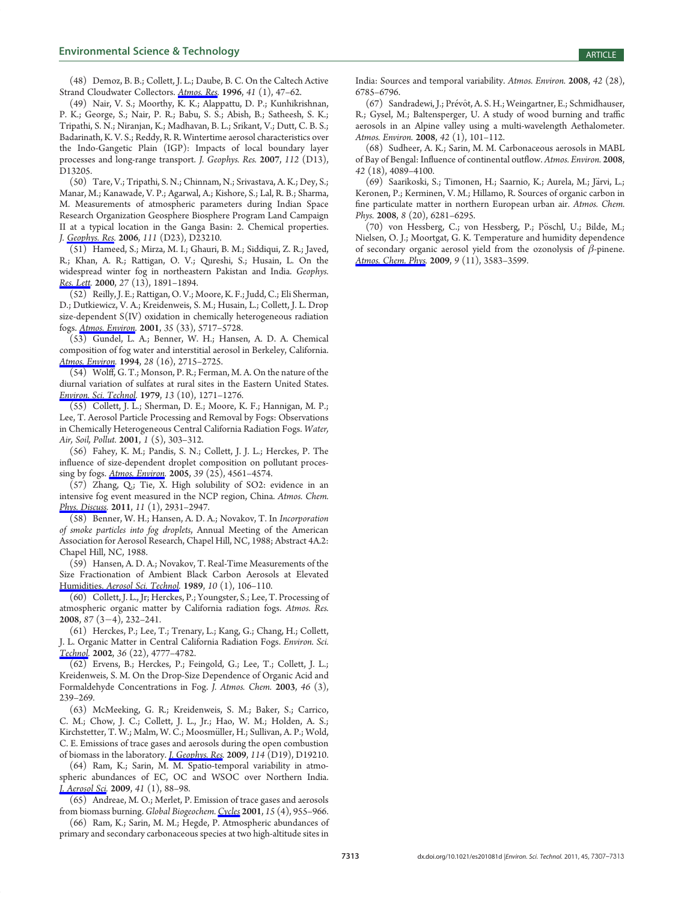(48) Demoz, B. B.; Collett, J. L.; Daube, B. C. On the Caltech Active Strand Cloudwater Collectors. *Atmos. Res.* **1996**, *41* (1), 47–62.

(49) Nair, V. S.; Moorthy, K. K.; Alappattu, D. P.; Kunhikrishnan, P. K.; George, S.; Nair, P. R.; Babu, S. S.; Abish, B.; Satheesh, S. K.; Tripathi, S. N.; Niranjan, K.; Madhavan, B. L.; Srikant, V.; Dutt, C. B. S.; Badarinath, K. V. S.; Reddy, R. R. Wintertime aerosol characteristics over the Indo-Gangetic Plain (IGP): Impacts of local boundary layer processes and long-range transport. *J. Geophys. Res.* **2007**, *112* (D13), D13205.

(50) Tare, V.; Tripathi, S. N.; Chinnam, N.; Srivastava, A. K.; Dey, S.; Manar, M.; Kanawade, V. P.; Agarwal, A.; Kishore, S.; Lal, R. B.; Sharma, M. Measurements of atmospheric parameters during Indian Space Research Organization Geosphere Biosphere Program Land Campaign II at a typical location in the Ganga Basin: 2. Chemical properties. *J. Geophys. Res.* **2006**, *111* (D23), D23210.

(51) Hameed, S.; Mirza, M. I.; Ghauri, B. M.; Siddiqui, Z. R.; Javed, R.; Khan, A. R.; Rattigan, O. V.; Qureshi, S.; Husain, L. On the widespread winter fog in northeastern Pakistan and India. *Geophys. Res. Lett.* **2000**, *27* (13), 1891–1894.

(52) Reilly, J. E.; Rattigan, O. V.; Moore, K. F.; Judd, C.; Eli Sherman, D.; Dutkiewicz, V. A.; Kreidenweis, S. M.; Husain, L.; Collett, J. L. Drop size-dependent S(IV) oxidation in chemically heterogeneous radiation fogs. *Atmos. Environ.* **2001**, *35* (33), 5717–5728.

(53) Gundel, L. A.; Benner, W. H.; Hansen, A. D. A. Chemical composition of fog water and interstitial aerosol in Berkeley, California. *Atmos. Environ.* **1994**, *28* (16), 2715–2725.

(54) Wolff, G. T.; Monson, P. R.; Ferman, M. A. On the nature of the diurnal variation of sulfates at rural sites in the Eastern United States. *Environ. Sci. Technol.* **1979**, *13* (10), 1271–1276.

(55) Collett, J. L.; Sherman, D. E.; Moore, K. F.; Hannigan, M. P.; Lee, T. Aerosol Particle Processing and Removal by Fogs: Observations in Chemically Heterogeneous Central California Radiation Fogs. *Water, Air, Soil, Pollut.* **2001**, *1* (5), 303–312.

(56) Fahey, K. M.; Pandis, S. N.; Collett, J. J. L.; Herckes, P. The influence of size-dependent droplet composition on pollutant processing by fogs. *Atmos. Environ.* **2005**, *39* (25), 4561–4574.

(57) Zhang, Q.; Tie, X. High solubility of SO2: evidence in an intensive fog event measured in the NCP region, China. *Atmos. Chem. Phys. Discuss.* **2011**, *11* (1), 2931–2947.

(58) Benner, W. H.; Hansen, A. D. A.; Novakov, T. In *Incorporation of smoke particles into fog droplets*, Annual Meeting of the American Association for Aerosol Research, Chapel Hill, NC, 1988; Abstract 4A.2: Chapel Hill, NC, 1988.

(59) Hansen, A. D. A.; Novakov, T. Real-Time Measurements of the Size Fractionation of Ambient Black Carbon Aerosols at Elevated Humidities. *Aerosol Sci. Technol.* **1989**, *10* (1), 106–110.

(60) Collett, J. L., Jr; Herckes, P.; Youngster, S.; Lee, T. Processing of atmospheric organic matter by California radiation fogs. *Atmos. Res.* **2008**, *87* (3−4), 232–241.

(61) Herckes, P.; Lee, T.; Trenary, L.; Kang, G.; Chang, H.; Collett, J. L. Organic Matter in Central California Radiation Fogs. *Environ. Sci. Technol.* **2002**, *36* (22), 4777–4782.

(62) Ervens, B.; Herckes, P.; Feingold, G.; Lee, T.; Collett, J. L.; Kreidenweis, S. M. On the Drop-Size Dependence of Organic Acid and Formaldehyde Concentrations in Fog. *J. Atmos. Chem.* **2003**, *46* (3), 239–269.

(63) McMeeking, G. R.; Kreidenweis, S. M.; Baker, S.; Carrico, C. M.; Chow, J. C.; Collett, J. L., Jr.; Hao, W. M.; Holden, A. S.; Kirchstetter, T. W.; Malm, W. C.; Moosmüller, H.; Sullivan, A. P.; Wold, C. E. Emissions of trace gases and aerosols during the open combustion of biomass in the laboratory. *J. Geophys. Res.* **2009**, *114* (D19), D19210.

(64) Ram, K.; Sarin, M. M. Spatio-temporal variability in atmospheric abundances of EC, OC and WSOC over Northern India. *J. Aerosol Sci.* **2009**, *41* (1), 88–98.

(65) Andreae, M. O.; Merlet, P. Emission of trace gases and aerosols from biomass burning. *Global Biogeochem. Cycles* **2001**, *15* (4), 955–966.

(66) Ram, K.; Sarin, M. M.; Hegde, P. Atmospheric abundances of primary and secondary carbonaceous species at two high-altitude sites in India: Sources and temporal variability. *Atmos. Environ.* **2008**, *42* (28), 6785–6796.

(67) Sandradewi, J.; Prévôt, A. S. H.; Weingartner, E.; Schmidhauser, R.; Gysel, M.; Baltensperger, U. A study of wood burning and traffic aerosols in an Alpine valley using a multi-wavelength Aethalometer. *Atmos. Environ.* **2008**, *42* (1), 101–112.

(68) Sudheer, A. K.; Sarin, M. M. Carbonaceous aerosols in MABL of Bay of Bengal: Influence of continental outflow. *Atmos. Environ.* **2008**, *42* (18), 4089–4100.

(69) Saarikoski, S.; Timonen, H.; Saarnio, K.; Aurela, M.; Järvi, L.; Keronen, P.; Kerminen, V. M.; Hillamo, R. Sources of organic carbon in fine particulate matter in northern European urban air. *Atmos. Chem. Phys.* **2008**, *8* (20), 6281–6295.

(70) von Hessberg, C.; von Hessberg, P.; Pöschl, U.; Bilde, M.; Nielsen, O. J.; Moortgat, G. K. Temperature and humidity dependence of secondary organic aerosol yield from the ozonolysis of $\beta$-pinene. *Atmos. Chem. Phys.* **2009**, *9* (11), 3583–3599.